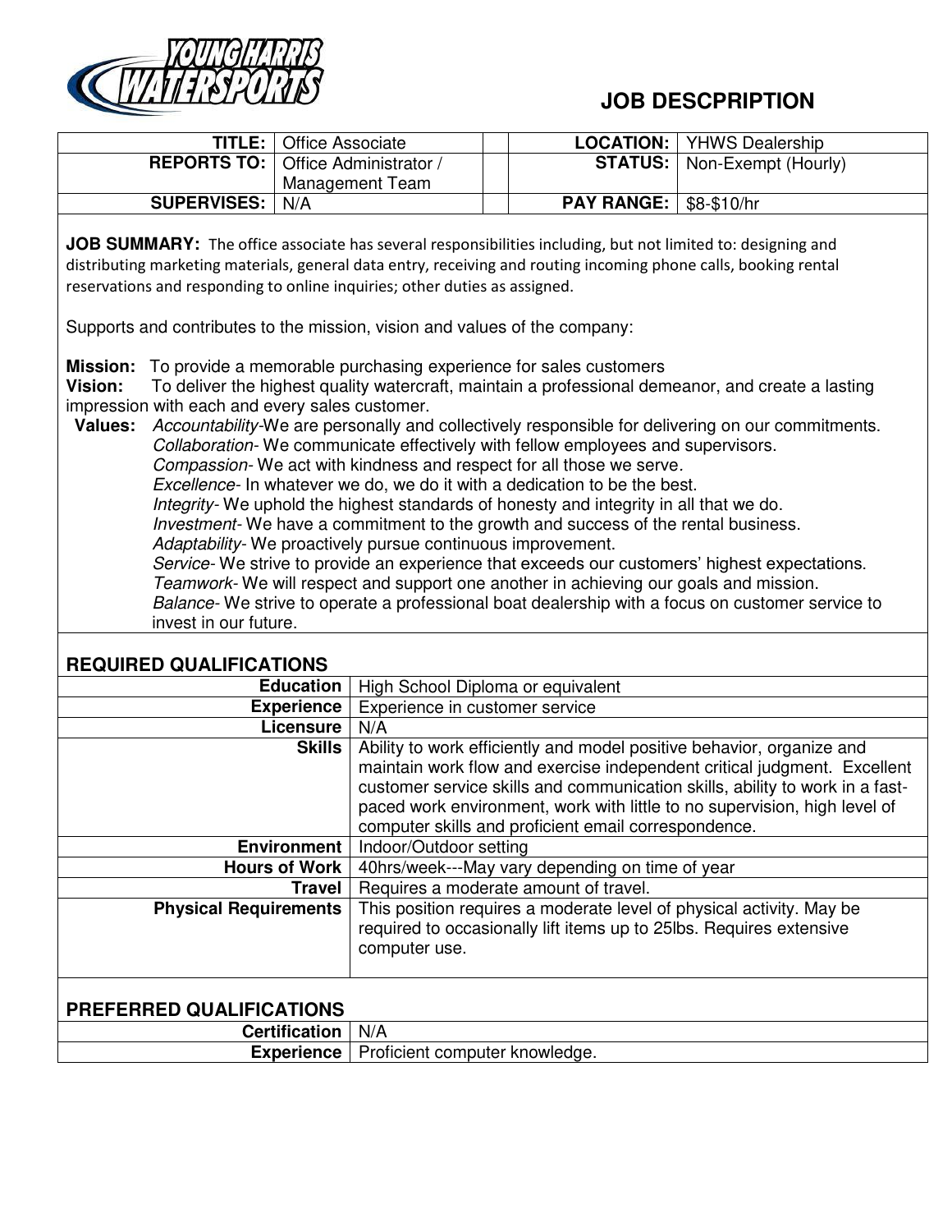# JOB DESCPRIPTION

| | | | | |
|---|---|---|---|---|
| **TITLE:** | Office Associate | | **LOCATION:** | YHWS Dealership |
| **REPORTS TO:** | Office Administrator / Management Team | | **STATUS:** | Non-Exempt (Hourly) |
| **SUPERVISES:** | N/A | | **PAY RANGE:** | $8-$10/hr |

**JOB SUMMARY:** The office associate has several responsibilities including, but not limited to: designing and distributing marketing materials, general data entry, receiving and routing incoming phone calls, booking rental reservations and responding to online inquiries; other duties as assigned.

Supports and contributes to the mission, vision and values of the company:

**Mission:** To provide a memorable purchasing experience for sales customers

**Vision:** To deliver the highest quality watercraft, maintain a professional demeanor, and create a lasting impression with each and every sales customer.

**Values:** *Accountability*-We are personally and collectively responsible for delivering on our commitments.
*Collaboration*- We communicate effectively with fellow employees and supervisors.
*Compassion*- We act with kindness and respect for all those we serve.
*Excellence*- In whatever we do, we do it with a dedication to be the best.
*Integrity*- We uphold the highest standards of honesty and integrity in all that we do.
*Investment*- We have a commitment to the growth and success of the rental business.
*Adaptability*- We proactively pursue continuous improvement.
*Service*- We strive to provide an experience that exceeds our customers' highest expectations.
*Teamwork*- We will respect and support one another in achieving our goals and mission.
*Balance*- We strive to operate a professional boat dealership with a focus on customer service to invest in our future.

## REQUIRED QUALIFICATIONS

| | |
|---|---|
| **Education** | High School Diploma or equivalent |
| **Experience** | Experience in customer service |
| **Licensure** | N/A |
| **Skills** | Ability to work efficiently and model positive behavior, organize and maintain work flow and exercise independent critical judgment. Excellent customer service skills and communication skills, ability to work in a fast-paced work environment, work with little to no supervision, high level of computer skills and proficient email correspondence. |
| **Environment** | Indoor/Outdoor setting |
| **Hours of Work** | 40hrs/week---May vary depending on time of year |
| **Travel** | Requires a moderate amount of travel. |
| **Physical Requirements** | This position requires a moderate level of physical activity. May be required to occasionally lift items up to 25lbs. Requires extensive computer use. |

## PREFERRED QUALIFICATIONS

| | |
|---|---|
| **Certification** | N/A |
| **Experience** | Proficient computer knowledge. |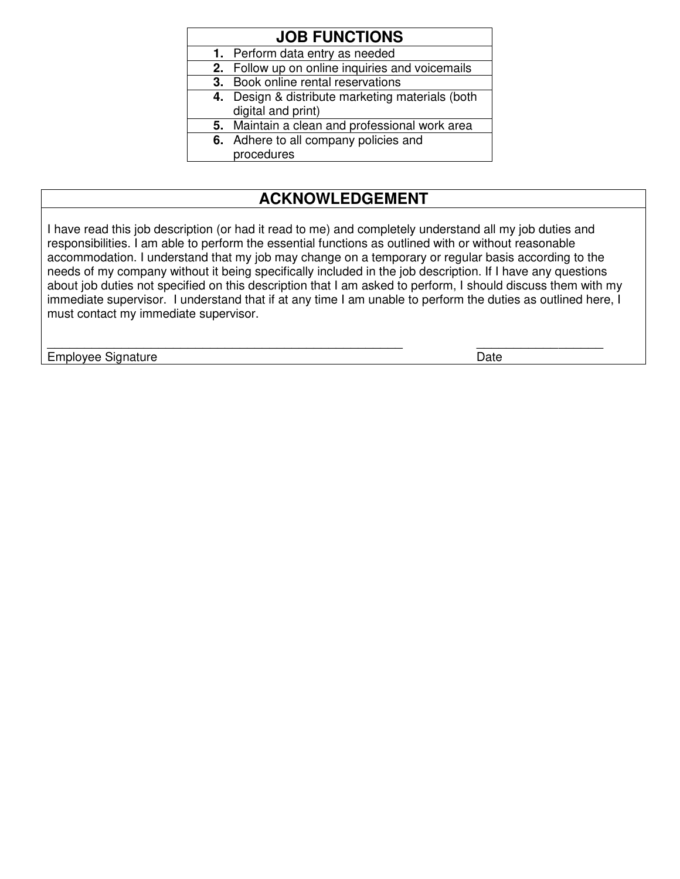## JOB FUNCTIONS

1. Perform data entry as needed
2. Follow up on online inquiries and voicemails
3. Book online rental reservations
4. Design & distribute marketing materials (both digital and print)
5. Maintain a clean and professional work area
6. Adhere to all company policies and procedures

## ACKNOWLEDGEMENT

I have read this job description (or had it read to me) and completely understand all my job duties and responsibilities. I am able to perform the essential functions as outlined with or without reasonable accommodation. I understand that my job may change on a temporary or regular basis according to the needs of my company without it being specifically included in the job description. If I have any questions about job duties not specified on this description that I am asked to perform, I should discuss them with my immediate supervisor. I understand that if at any time I am unable to perform the duties as outlined here, I must contact my immediate supervisor.

\_\_\_\_\_\_\_\_\_\_\_\_\_\_\_\_\_\_\_\_\_\_\_\_\_\_\_\_\_\_\_\_\_\_\_\_\_\_\_\_\_\_\_\_\_\_\_\_\_\_\_\_\_\_ \_\_\_\_\_\_\_\_\_\_\_\_\_\_\_\_\_\_\_\_

Employee Signature Date